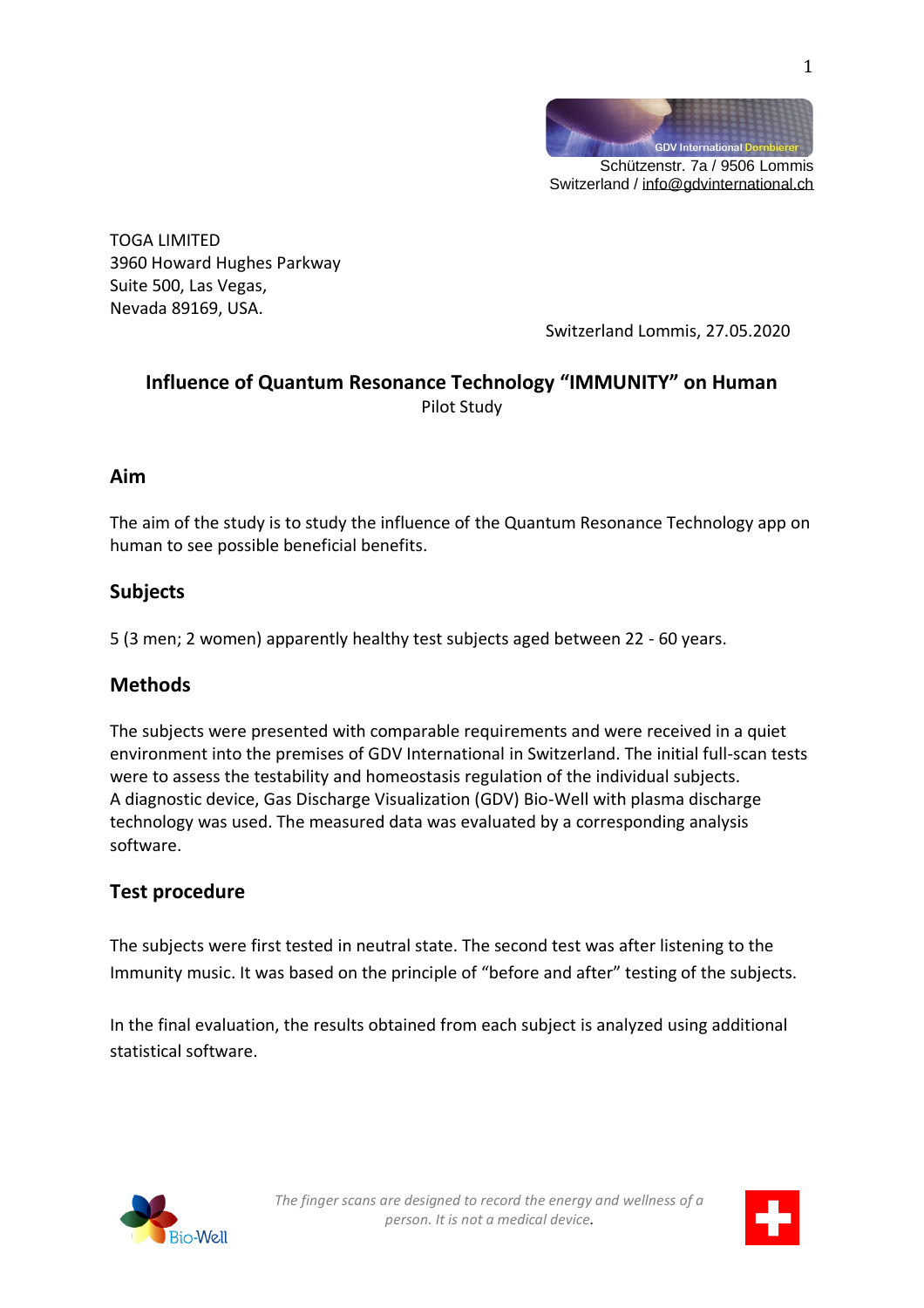GDV International Dornbierer
Schützenstr. 7a / 9506 Lommis
Switzerland / info@gdvinternational.ch

TOGA LIMITED
3960 Howard Hughes Parkway
Suite 500, Las Vegas,
Nevada 89169, USA.

Switzerland Lommis, 27.05.2020

# Influence of Quantum Resonance Technology "IMMUNITY" on Human

Pilot Study

## Aim

The aim of the study is to study the influence of the Quantum Resonance Technology app on human to see possible beneficial benefits.

## Subjects

5 (3 men; 2 women) apparently healthy test subjects aged between 22 - 60 years.

## Methods

The subjects were presented with comparable requirements and were received in a quiet environment into the premises of GDV International in Switzerland. The initial full-scan tests were to assess the testability and homeostasis regulation of the individual subjects.
A diagnostic device, Gas Discharge Visualization (GDV) Bio-Well with plasma discharge technology was used. The measured data was evaluated by a corresponding analysis software.

## Test procedure

The subjects were first tested in neutral state. The second test was after listening to the Immunity music. It was based on the principle of "before and after" testing of the subjects.

In the final evaluation, the results obtained from each subject is analyzed using additional statistical software.

*The finger scans are designed to record the energy and wellness of a person. It is not a medical device.*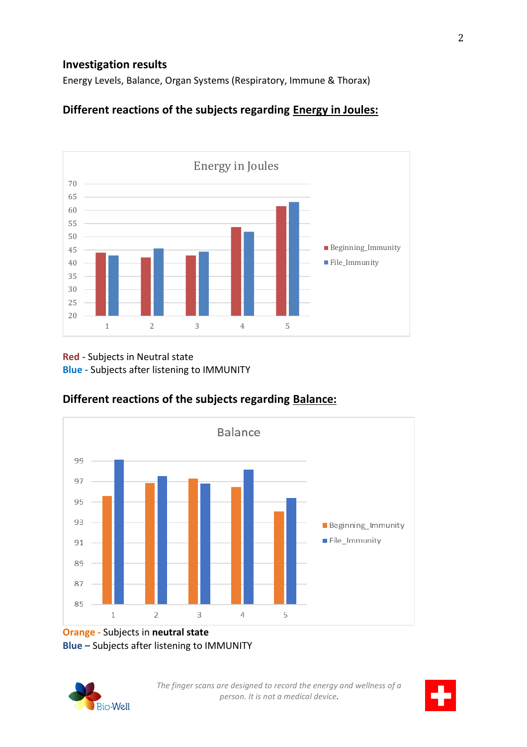### Investigation results

Energy Levels, Balance, Organ Systems (Respiratory, Immune & Thorax)

### Different reactions of the subjects regarding Energy in Joules:

**Red -** Subjects in Neutral state
**Blue -** Subjects after listening to IMMUNITY

### Different reactions of the subjects regarding Balance:

**Orange -** Subjects in **neutral state**
**Blue –** Subjects after listening to IMMUNITY

*The finger scans are designed to record the energy and wellness of a person. It is not a medical device.*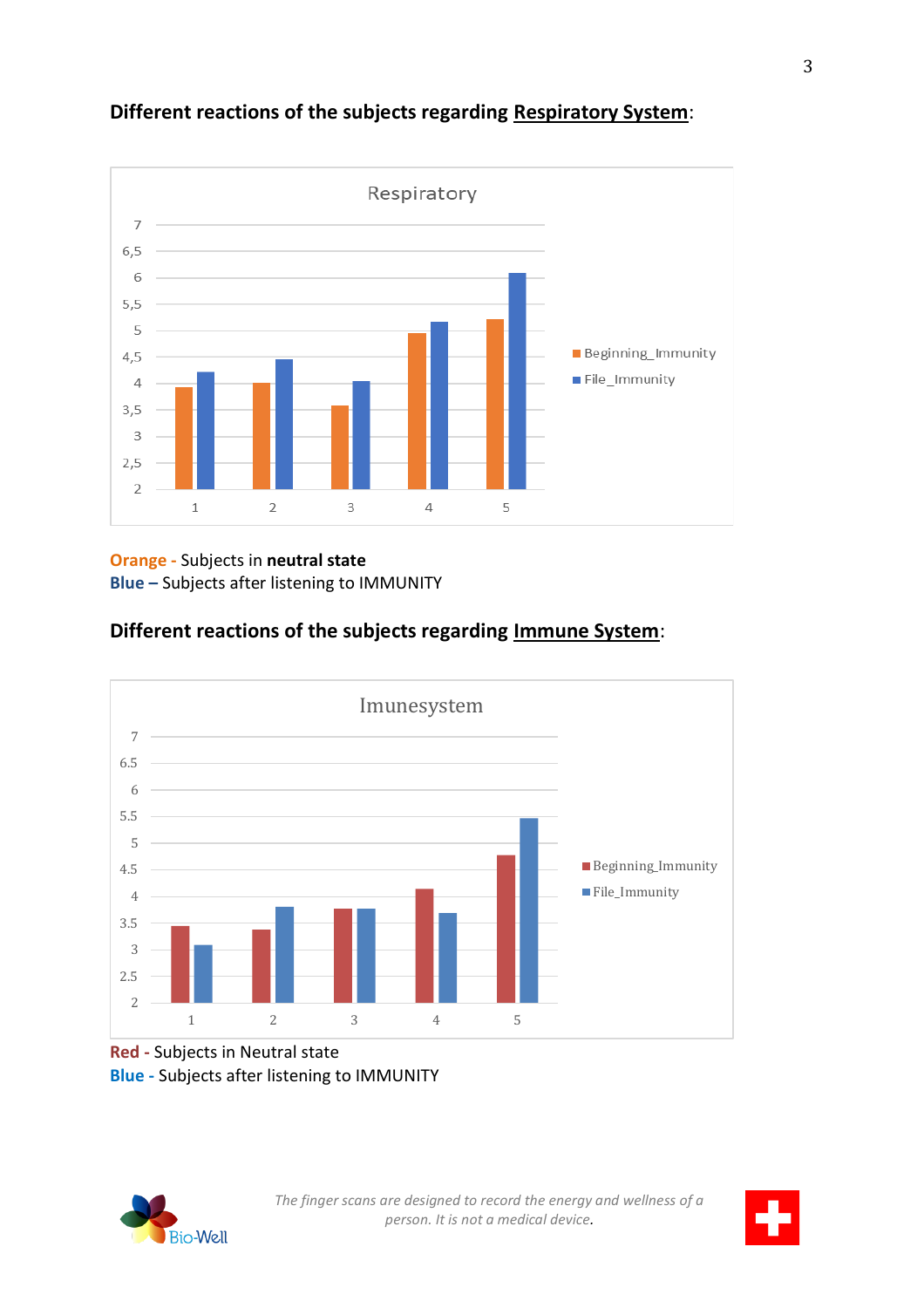## Different reactions of the subjects regarding <u>Respiratory System</u>:

**Orange -** Subjects in **neutral state**
**Blue –** Subjects after listening to IMMUNITY

## Different reactions of the subjects regarding <u>Immune System</u>:

**Red -** Subjects in Neutral state
**Blue -** Subjects after listening to IMMUNITY

*The finger scans are designed to record the energy and wellness of a person. It is not a medical device.*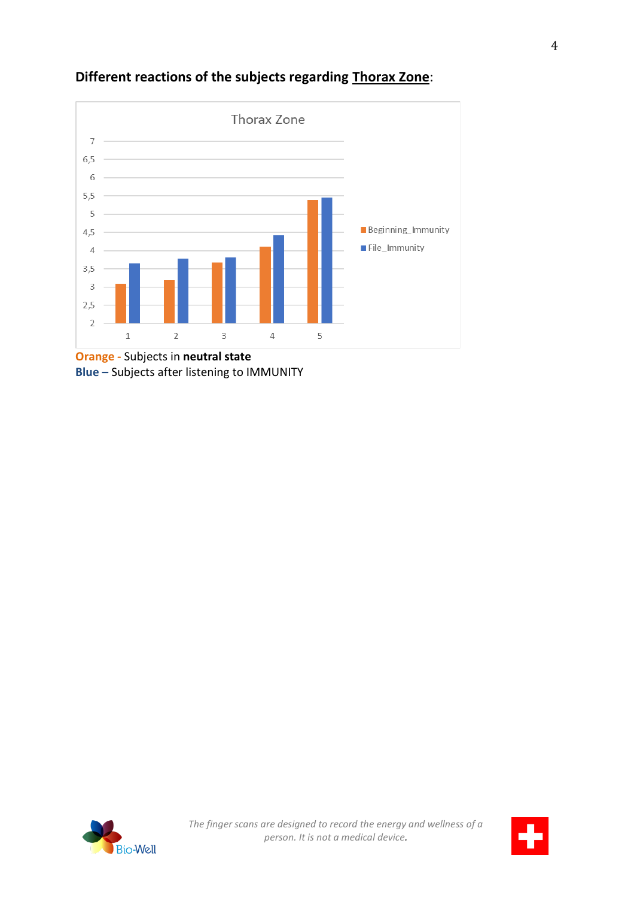**Different reactions of the subjects regarding <u>Thorax Zone</u>:**

**Orange -** Subjects in **neutral state**
**Blue –** Subjects after listening to IMMUNITY

*The finger scans are designed to record the energy and wellness of a person. It is not a medical device.*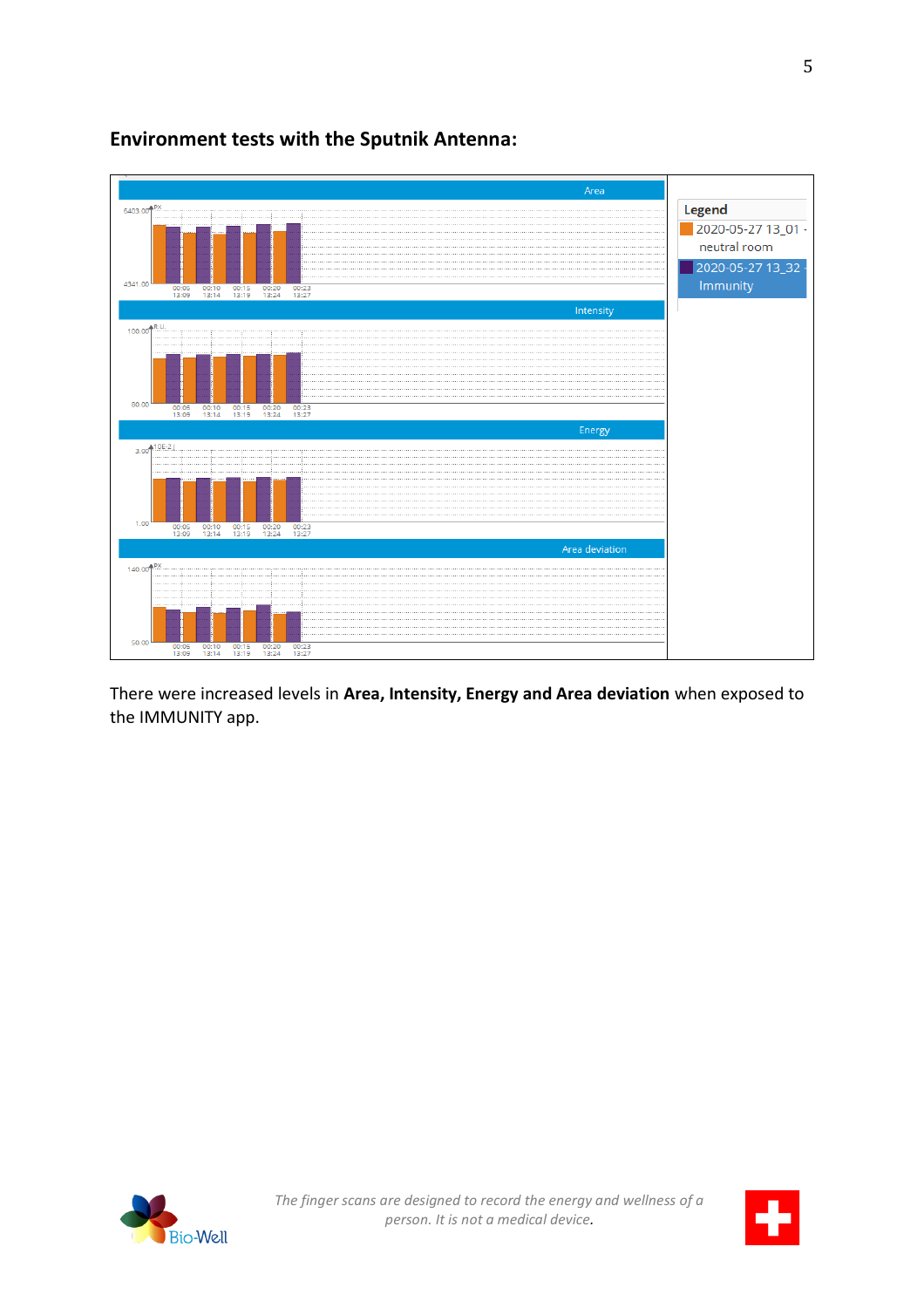## Environment tests with the Sputnik Antenna:

There were increased levels in **Area, Intensity, Energy and Area deviation** when exposed to the IMMUNITY app.

*The finger scans are designed to record the energy and wellness of a person. It is not a medical device.*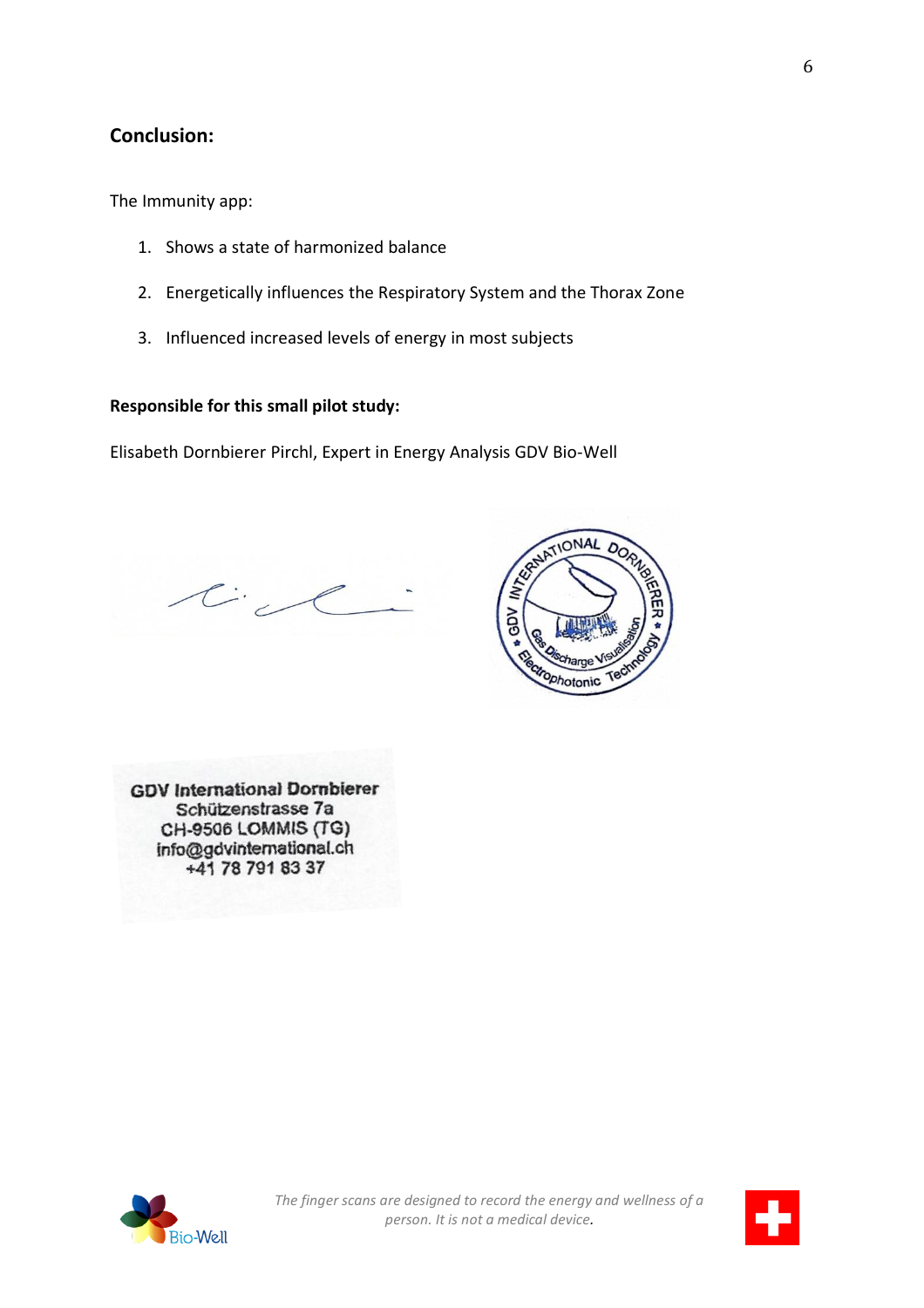## Conclusion:

The Immunity app:

1. Shows a state of harmonized balance
2. Energetically influences the Respiratory System and the Thorax Zone
3. Influenced increased levels of energy in most subjects

**Responsible for this small pilot study:**

Elisabeth Dornbierer Pirchl, Expert in Energy Analysis GDV Bio-Well

GDV International Dornbierer
Schützenstrasse 7a
CH-9506 LOMMIS (TG)
info@gdvinternational.ch
+41 78 791 83 37

*The finger scans are designed to record the energy and wellness of a person. It is not a medical device.*